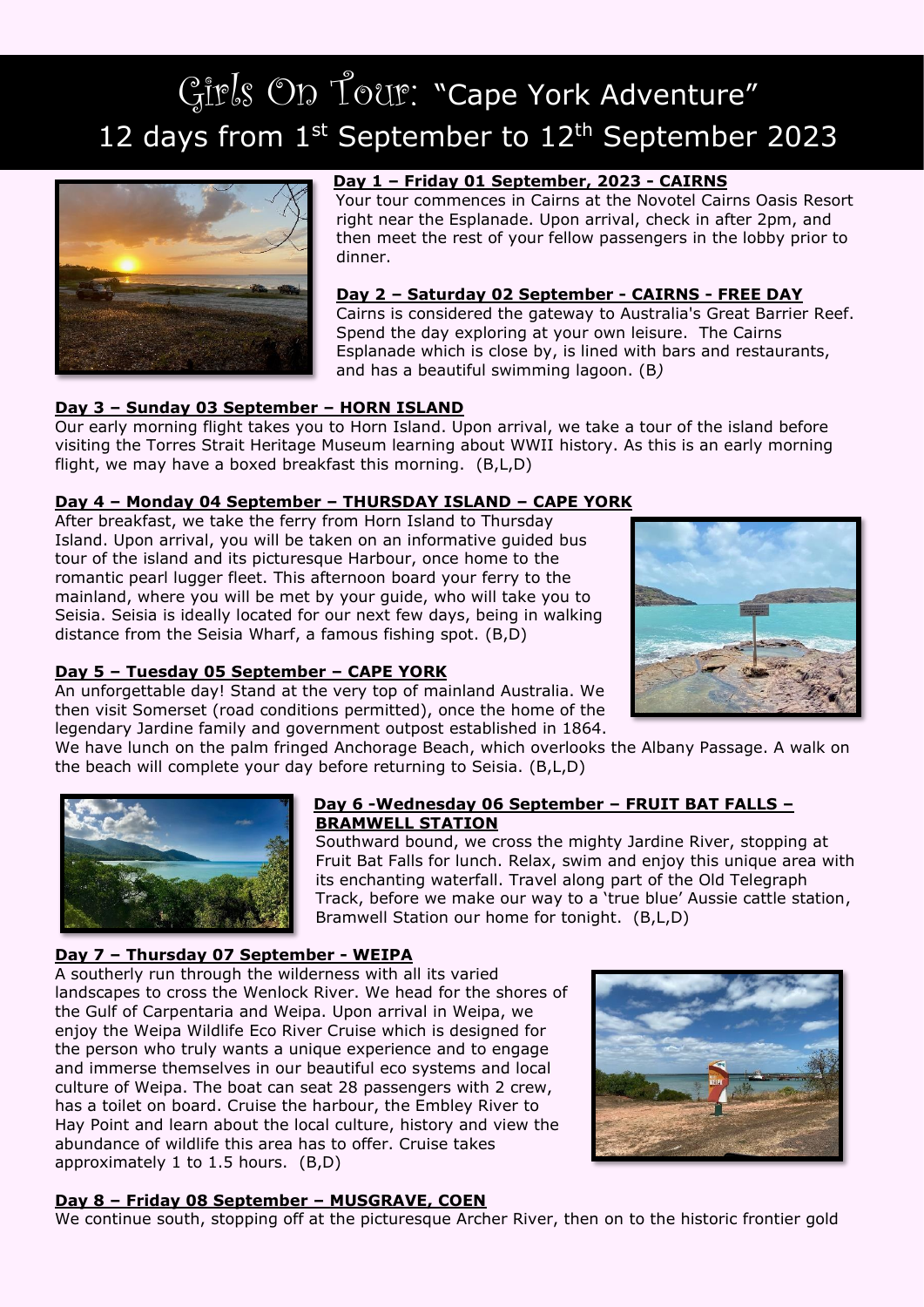# Girls On Tour: "Cape York Adventure"
# 12 days from 1st September to 12th September 2023

**Day 1 – Friday 01 September, 2023 - CAIRNS**

Your tour commences in Cairns at the Novotel Cairns Oasis Resort right near the Esplanade. Upon arrival, check in after 2pm, and then meet the rest of your fellow passengers in the lobby prior to dinner.

**Day 2 – Saturday 02 September - CAIRNS - FREE DAY**

Cairns is considered the gateway to Australia's Great Barrier Reef. Spend the day exploring at your own leisure. The Cairns Esplanade which is close by, is lined with bars and restaurants, and has a beautiful swimming lagoon. (B*)*

**Day 3 – Sunday 03 September – HORN ISLAND**

Our early morning flight takes you to Horn Island. Upon arrival, we take a tour of the island before visiting the Torres Strait Heritage Museum learning about WWII history. As this is an early morning flight, we may have a boxed breakfast this morning. (B,L,D)

**Day 4 – Monday 04 September – THURSDAY ISLAND – CAPE YORK**

After breakfast, we take the ferry from Horn Island to Thursday Island. Upon arrival, you will be taken on an informative guided bus tour of the island and its picturesque Harbour, once home to the romantic pearl lugger fleet. This afternoon board your ferry to the mainland, where you will be met by your guide, who will take you to Seisia. Seisia is ideally located for our next few days, being in walking distance from the Seisia Wharf, a famous fishing spot. (B,D)

**Day 5 – Tuesday 05 September – CAPE YORK**

An unforgettable day! Stand at the very top of mainland Australia. We then visit Somerset (road conditions permitted), once the home of the legendary Jardine family and government outpost established in 1864. We have lunch on the palm fringed Anchorage Beach, which overlooks the Albany Passage. A walk on the beach will complete your day before returning to Seisia. (B,L,D)

**Day 6 -Wednesday 06 September – FRUIT BAT FALLS – BRAMWELL STATION**

Southward bound, we cross the mighty Jardine River, stopping at Fruit Bat Falls for lunch. Relax, swim and enjoy this unique area with its enchanting waterfall. Travel along part of the Old Telegraph Track, before we make our way to a 'true blue' Aussie cattle station, Bramwell Station our home for tonight. (B,L,D)

**Day 7 – Thursday 07 September - WEIPA**

A southerly run through the wilderness with all its varied landscapes to cross the Wenlock River. We head for the shores of the Gulf of Carpentaria and Weipa. Upon arrival in Weipa, we enjoy the Weipa Wildlife Eco River Cruise which is designed for the person who truly wants a unique experience and to engage and immerse themselves in our beautiful eco systems and local culture of Weipa. The boat can seat 28 passengers with 2 crew, has a toilet on board. Cruise the harbour, the Embley River to Hay Point and learn about the local culture, history and view the abundance of wildlife this area has to offer. Cruise takes approximately 1 to 1.5 hours. (B,D)

**Day 8 – Friday 08 September – MUSGRAVE, COEN**

We continue south, stopping off at the picturesque Archer River, then on to the historic frontier gold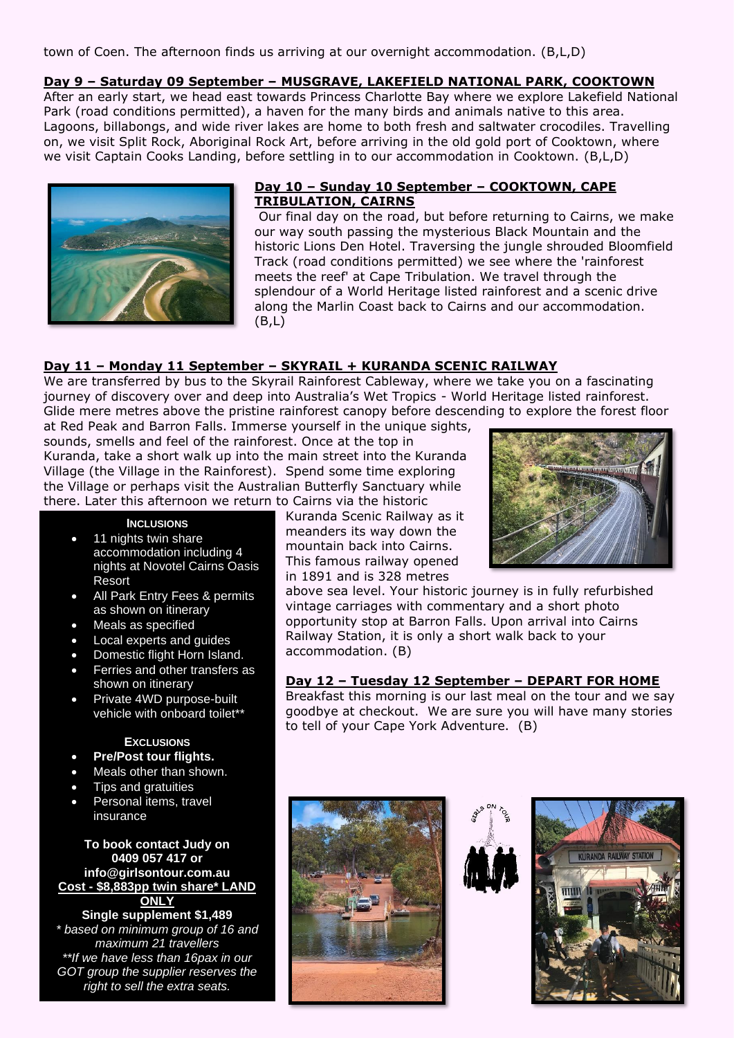town of Coen. The afternoon finds us arriving at our overnight accommodation. (B,L,D)

**Day 9 – Saturday 09 September – MUSGRAVE, LAKEFIELD NATIONAL PARK, COOKTOWN**

After an early start, we head east towards Princess Charlotte Bay where we explore Lakefield National Park (road conditions permitted), a haven for the many birds and animals native to this area. Lagoons, billabongs, and wide river lakes are home to both fresh and saltwater crocodiles. Travelling on, we visit Split Rock, Aboriginal Rock Art, before arriving in the old gold port of Cooktown, where we visit Captain Cooks Landing, before settling in to our accommodation in Cooktown. (B,L,D)

**Day 10 – Sunday 10 September – COOKTOWN, CAPE TRIBULATION, CAIRNS**

Our final day on the road, but before returning to Cairns, we make our way south passing the mysterious Black Mountain and the historic Lions Den Hotel. Traversing the jungle shrouded Bloomfield Track (road conditions permitted) we see where the 'rainforest meets the reef' at Cape Tribulation. We travel through the splendour of a World Heritage listed rainforest and a scenic drive along the Marlin Coast back to Cairns and our accommodation. (B,L)

**Day 11 – Monday 11 September – SKYRAIL + KURANDA SCENIC RAILWAY**

We are transferred by bus to the Skyrail Rainforest Cableway, where we take you on a fascinating journey of discovery over and deep into Australia's Wet Tropics - World Heritage listed rainforest. Glide mere metres above the pristine rainforest canopy before descending to explore the forest floor at Red Peak and Barron Falls. Immerse yourself in the unique sights, sounds, smells and feel of the rainforest. Once at the top in Kuranda, take a short walk up into the main street into the Kuranda Village (the Village in the Rainforest). Spend some time exploring the Village or perhaps visit the Australian Butterfly Sanctuary while there. Later this afternoon we return to Cairns via the historic Kuranda Scenic Railway as it meanders its way down the mountain back into Cairns. This famous railway opened in 1891 and is 328 metres above sea level. Your historic journey is in fully refurbished vintage carriages with commentary and a short photo opportunity stop at Barron Falls. Upon arrival into Cairns Railway Station, it is only a short walk back to your accommodation. (B)

**Day 12 – Tuesday 12 September – DEPART FOR HOME**

Breakfast this morning is our last meal on the tour and we say goodbye at checkout. We are sure you will have many stories to tell of your Cape York Adventure. (B)

**INCLUSIONS**

- 11 nights twin share accommodation including 4 nights at Novotel Cairns Oasis Resort
- All Park Entry Fees & permits as shown on itinerary
- Meals as specified
- Local experts and guides
- Domestic flight Horn Island.
- Ferries and other transfers as shown on itinerary
- Private 4WD purpose-built vehicle with onboard toilet**

**EXCLUSIONS**

- **Pre/Post tour flights.**
- Meals other than shown.
- Tips and gratuities
- Personal items, travel insurance

**To book contact Judy on 0409 057 417 or info@girlsontour.com.au**

**Cost - $8,883pp twin share* LAND ONLY**

**Single supplement $1,489**

*\* based on minimum group of 16 and maximum 21 travellers*

*\*\*If we have less than 16pax in our GOT group the supplier reserves the right to sell the extra seats.*